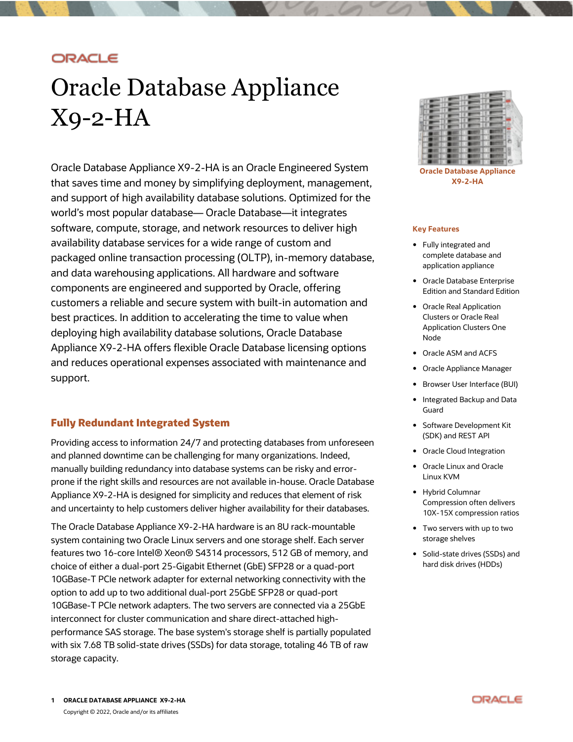# Oracle Database Appliance X9-2-HA

Oracle Database Appliance X9-2-HA is an Oracle Engineered System that saves time and money by simplifying deployment, management, and support of high availability database solutions. Optimized for the world's most popular database— Oracle Database—it integrates software, compute, storage, and network resources to deliver high availability database services for a wide range of custom and packaged online transaction processing (OLTP), in-memory database, and data warehousing applications. All hardware and software components are engineered and supported by Oracle, offering customers a reliable and secure system with built-in automation and best practices. In addition to accelerating the time to value when deploying high availability database solutions, Oracle Database Appliance X9-2-HA offers flexible Oracle Database licensing options and reduces operational expenses associated with maintenance and support.

Oracle Database Appliance X9-2-HA

**Key Features**

- Fully integrated and complete database and application appliance
- Oracle Database Enterprise Edition and Standard Edition
- Oracle Real Application Clusters or Oracle Real Application Clusters One Node
- Oracle ASM and ACFS
- Oracle Appliance Manager
- Browser User Interface (BUI)
- Integrated Backup and Data Guard
- Software Development Kit (SDK) and REST API
- Oracle Cloud Integration
- Oracle Linux and Oracle Linux KVM
- Hybrid Columnar Compression often delivers 10X-15X compression ratios
- Two servers with up to two storage shelves
- Solid-state drives (SSDs) and hard disk drives (HDDs)

## Fully Redundant Integrated System

Providing access to information 24/7 and protecting databases from unforeseen and planned downtime can be challenging for many organizations. Indeed, manually building redundancy into database systems can be risky and error-prone if the right skills and resources are not available in-house. Oracle Database Appliance X9-2-HA is designed for simplicity and reduces that element of risk and uncertainty to help customers deliver higher availability for their databases.

The Oracle Database Appliance X9-2-HA hardware is an 8U rack-mountable system containing two Oracle Linux servers and one storage shelf. Each server features two 16-core Intel® Xeon® S4314 processors, 512 GB of memory, and choice of either a dual-port 25-Gigabit Ethernet (GbE) SFP28 or a quad-port 10GBase-T PCIe network adapter for external networking connectivity with the option to add up to two additional dual-port 25GbE SFP28 or quad-port 10GBase-T PCIe network adapters. The two servers are connected via a 25GbE interconnect for cluster communication and share direct-attached high-performance SAS storage. The base system's storage shelf is partially populated with six 7.68 TB solid-state drives (SSDs) for data storage, totaling 46 TB of raw storage capacity.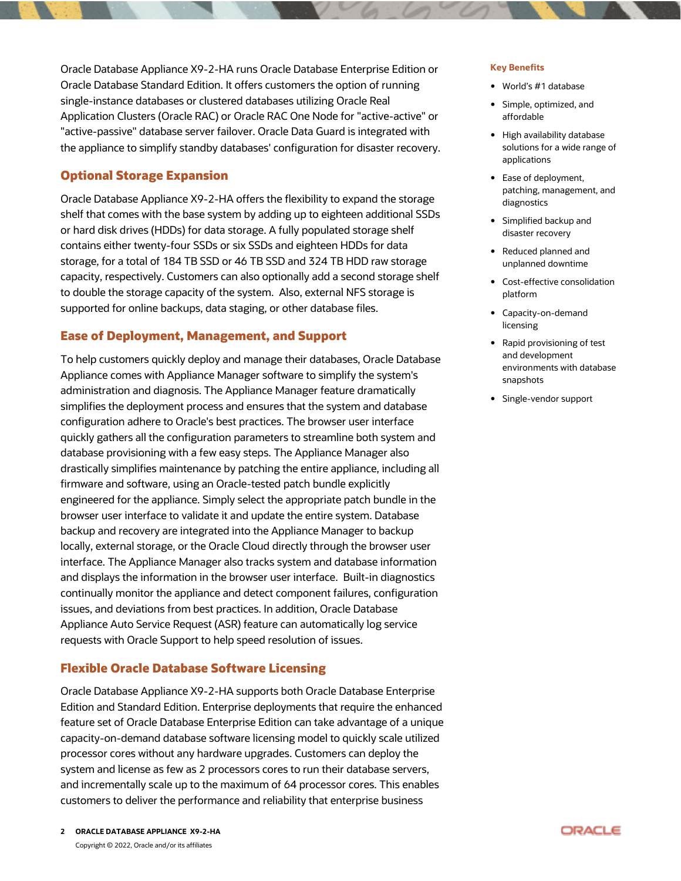Oracle Database Appliance X9-2-HA runs Oracle Database Enterprise Edition or Oracle Database Standard Edition. It offers customers the option of running single-instance databases or clustered databases utilizing Oracle Real Application Clusters (Oracle RAC) or Oracle RAC One Node for "active-active" or "active-passive" database server failover. Oracle Data Guard is integrated with the appliance to simplify standby databases' configuration for disaster recovery.

## Optional Storage Expansion

Oracle Database Appliance X9-2-HA offers the flexibility to expand the storage shelf that comes with the base system by adding up to eighteen additional SSDs or hard disk drives (HDDs) for data storage. A fully populated storage shelf contains either twenty-four SSDs or six SSDs and eighteen HDDs for data storage, for a total of 184 TB SSD or 46 TB SSD and 324 TB HDD raw storage capacity, respectively. Customers can also optionally add a second storage shelf to double the storage capacity of the system. Also, external NFS storage is supported for online backups, data staging, or other database files.

## Ease of Deployment, Management, and Support

To help customers quickly deploy and manage their databases, Oracle Database Appliance comes with Appliance Manager software to simplify the system's administration and diagnosis. The Appliance Manager feature dramatically simplifies the deployment process and ensures that the system and database configuration adhere to Oracle's best practices. The browser user interface quickly gathers all the configuration parameters to streamline both system and database provisioning with a few easy steps. The Appliance Manager also drastically simplifies maintenance by patching the entire appliance, including all firmware and software, using an Oracle-tested patch bundle explicitly engineered for the appliance. Simply select the appropriate patch bundle in the browser user interface to validate it and update the entire system. Database backup and recovery are integrated into the Appliance Manager to backup locally, external storage, or the Oracle Cloud directly through the browser user interface. The Appliance Manager also tracks system and database information and displays the information in the browser user interface. Built-in diagnostics continually monitor the appliance and detect component failures, configuration issues, and deviations from best practices. In addition, Oracle Database Appliance Auto Service Request (ASR) feature can automatically log service requests with Oracle Support to help speed resolution of issues.

## Flexible Oracle Database Software Licensing

Oracle Database Appliance X9-2-HA supports both Oracle Database Enterprise Edition and Standard Edition. Enterprise deployments that require the enhanced feature set of Oracle Database Enterprise Edition can take advantage of a unique capacity-on-demand database software licensing model to quickly scale utilized processor cores without any hardware upgrades. Customers can deploy the system and license as few as 2 processors cores to run their database servers, and incrementally scale up to the maximum of 64 processor cores. This enables customers to deliver the performance and reliability that enterprise business

### Key Benefits

- World's #1 database
- Simple, optimized, and affordable
- High availability database solutions for a wide range of applications
- Ease of deployment, patching, management, and diagnostics
- Simplified backup and disaster recovery
- Reduced planned and unplanned downtime
- Cost-effective consolidation platform
- Capacity-on-demand licensing
- Rapid provisioning of test and development environments with database snapshots
- Single-vendor support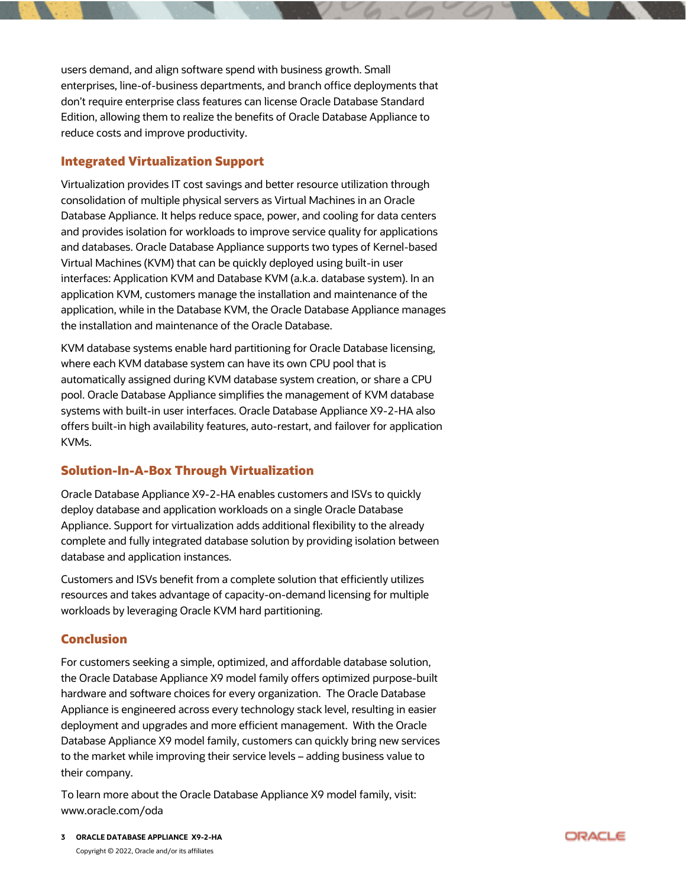users demand, and align software spend with business growth. Small enterprises, line-of-business departments, and branch office deployments that don't require enterprise class features can license Oracle Database Standard Edition, allowing them to realize the benefits of Oracle Database Appliance to reduce costs and improve productivity.

## Integrated Virtualization Support

Virtualization provides IT cost savings and better resource utilization through consolidation of multiple physical servers as Virtual Machines in an Oracle Database Appliance. It helps reduce space, power, and cooling for data centers and provides isolation for workloads to improve service quality for applications and databases. Oracle Database Appliance supports two types of Kernel-based Virtual Machines (KVM) that can be quickly deployed using built-in user interfaces: Application KVM and Database KVM (a.k.a. database system). In an application KVM, customers manage the installation and maintenance of the application, while in the Database KVM, the Oracle Database Appliance manages the installation and maintenance of the Oracle Database.

KVM database systems enable hard partitioning for Oracle Database licensing, where each KVM database system can have its own CPU pool that is automatically assigned during KVM database system creation, or share a CPU pool. Oracle Database Appliance simplifies the management of KVM database systems with built-in user interfaces. Oracle Database Appliance X9-2-HA also offers built-in high availability features, auto-restart, and failover for application KVMs.

## Solution-In-A-Box Through Virtualization

Oracle Database Appliance X9-2-HA enables customers and ISVs to quickly deploy database and application workloads on a single Oracle Database Appliance. Support for virtualization adds additional flexibility to the already complete and fully integrated database solution by providing isolation between database and application instances.

Customers and ISVs benefit from a complete solution that efficiently utilizes resources and takes advantage of capacity-on-demand licensing for multiple workloads by leveraging Oracle KVM hard partitioning.

## Conclusion

For customers seeking a simple, optimized, and affordable database solution, the Oracle Database Appliance X9 model family offers optimized purpose-built hardware and software choices for every organization. The Oracle Database Appliance is engineered across every technology stack level, resulting in easier deployment and upgrades and more efficient management. With the Oracle Database Appliance X9 model family, customers can quickly bring new services to the market while improving their service levels – adding business value to their company.

To learn more about the Oracle Database Appliance X9 model family, visit: www.oracle.com/oda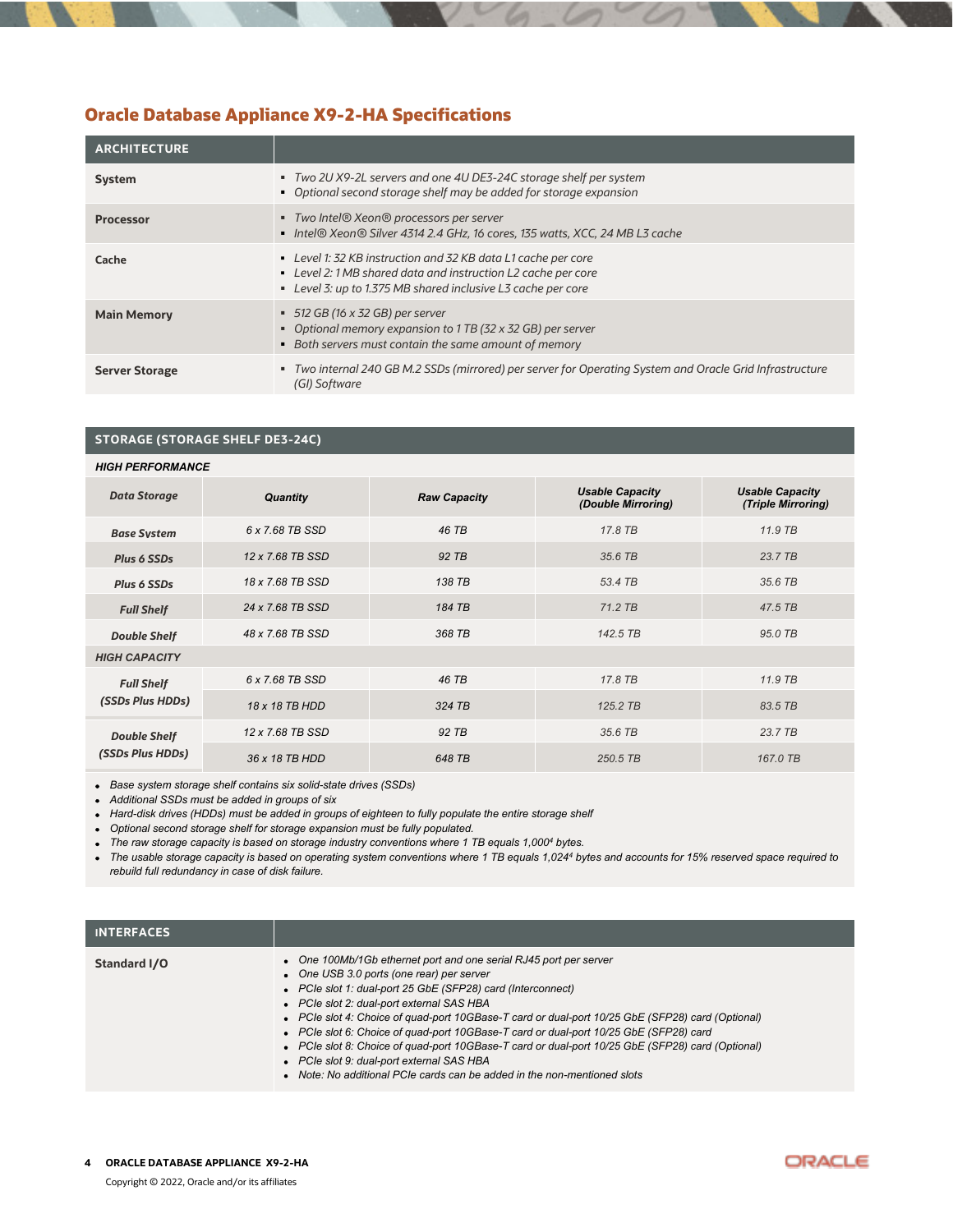## Oracle Database Appliance X9-2-HA Specifications

| ARCHITECTURE | |
|---|---|
| **System** | ▪ *Two 2U X9-2L servers and one 4U DE3-24C storage shelf per system*<br>▪ *Optional second storage shelf may be added for storage expansion* |
| **Processor** | ▪ *Two Intel® Xeon® processors per server*<br>▪ *Intel® Xeon® Silver 4314 2.4 GHz, 16 cores, 135 watts, XCC, 24 MB L3 cache* |
| **Cache** | ▪ *Level 1: 32 KB instruction and 32 KB data L1 cache per core*<br>▪ *Level 2: 1 MB shared data and instruction L2 cache per core*<br>▪ *Level 3: up to 1.375 MB shared inclusive L3 cache per core* |
| **Main Memory** | ▪ *512 GB (16 x 32 GB) per server*<br>▪ *Optional memory expansion to 1 TB (32 x 32 GB) per server*<br>▪ *Both servers must contain the same amount of memory* |
| **Server Storage** | ▪ *Two internal 240 GB M.2 SSDs (mirrored) per server for Operating System and Oracle Grid Infrastructure (GI) Software* |

**STORAGE (STORAGE SHELF DE3-24C)**

| ***HIGH PERFORMANCE*** | | | | |
|---|---|---|---|---|
| ***Data Storage*** | ***Quantity*** | ***Raw Capacity*** | ***Usable Capacity (Double Mirroring)*** | ***Usable Capacity (Triple Mirroring)*** |
| ***Base System*** | *6 x 7.68 TB SSD* | *46 TB* | *17.8 TB* | *11.9 TB* |
| ***Plus 6 SSDs*** | *12 x 7.68 TB SSD* | *92 TB* | *35.6 TB* | *23.7 TB* |
| ***Plus 6 SSDs*** | *18 x 7.68 TB SSD* | *138 TB* | *53.4 TB* | *35.6 TB* |
| ***Full Shelf*** | *24 x 7.68 TB SSD* | *184 TB* | *71.2 TB* | *47.5 TB* |
| ***Double Shelf*** | *48 x 7.68 TB SSD* | *368 TB* | *142.5 TB* | *95.0 TB* |
| ***HIGH CAPACITY*** | | | | |
| ***Full Shelf (SSDs Plus HDDs)*** | *6 x 7.68 TB SSD* | *46 TB* | *17.8 TB* | *11.9 TB* |
| | *18 x 18 TB HDD* | *324 TB* | *125.2 TB* | *83.5 TB* |
| ***Double Shelf (SSDs Plus HDDs)*** | *12 x 7.68 TB SSD* | *92 TB* | *35.6 TB* | *23.7 TB* |
| | *36 x 18 TB HDD* | *648 TB* | *250.5 TB* | *167.0 TB* |

- *Base system storage shelf contains six solid-state drives (SSDs)*
- *Additional SSDs must be added in groups of six*
- *Hard-disk drives (HDDs) must be added in groups of eighteen to fully populate the entire storage shelf*
- *Optional second storage shelf for storage expansion must be fully populated.*
- *The raw storage capacity is based on storage industry conventions where 1 TB equals $1{,}000^4$ bytes.*
- *The usable storage capacity is based on operating system conventions where 1 TB equals $1{,}024^4$ bytes and accounts for 15% reserved space required to rebuild full redundancy in case of disk failure.*

| INTERFACES | |
|---|---|
| **Standard I/O** | • *One 100Mb/1Gb ethernet port and one serial RJ45 port per server*<br>• *One USB 3.0 ports (one rear) per server*<br>• *PCIe slot 1: dual-port 25 GbE (SFP28) card (Interconnect)*<br>• *PCIe slot 2: dual-port external SAS HBA*<br>• *PCIe slot 4: Choice of quad-port 10GBase-T card or dual-port 10/25 GbE (SFP28) card (Optional)*<br>• *PCIe slot 6: Choice of quad-port 10GBase-T card or dual-port 10/25 GbE (SFP28) card*<br>• *PCIe slot 8: Choice of quad-port 10GBase-T card or dual-port 10/25 GbE (SFP28) card (Optional)*<br>• *PCIe slot 9: dual-port external SAS HBA*<br>• *Note: No additional PCIe cards can be added in the non-mentioned slots* |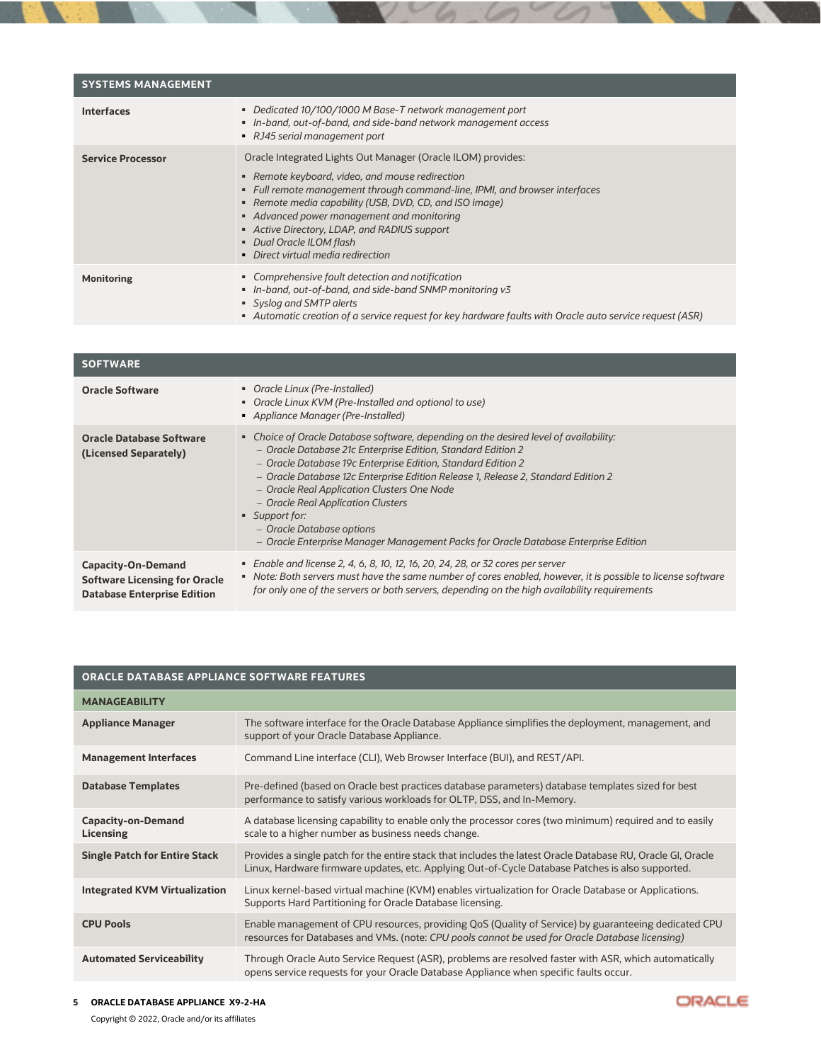| SYSTEMS MANAGEMENT | |
|---|---|
| **Interfaces** | ▪ *Dedicated 10/100/1000 M Base-T network management port*<br>▪ *In-band, out-of-band, and side-band network management access*<br>▪ *RJ45 serial management port* |
| **Service Processor** | Oracle Integrated Lights Out Manager (Oracle ILOM) provides:<br>▪ *Remote keyboard, video, and mouse redirection*<br>▪ *Full remote management through command-line, IPMI, and browser interfaces*<br>▪ *Remote media capability (USB, DVD, CD, and ISO image)*<br>▪ *Advanced power management and monitoring*<br>▪ *Active Directory, LDAP, and RADIUS support*<br>▪ *Dual Oracle ILOM flash*<br>▪ *Direct virtual media redirection* |
| **Monitoring** | ▪ *Comprehensive fault detection and notification*<br>▪ *In-band, out-of-band, and side-band SNMP monitoring v3*<br>▪ *Syslog and SMTP alerts*<br>▪ *Automatic creation of a service request for key hardware faults with Oracle auto service request (ASR)* |

| SOFTWARE | |
|---|---|
| **Oracle Software** | ▪ *Oracle Linux (Pre-Installed)*<br>▪ *Oracle Linux KVM (Pre-Installed and optional to use)*<br>▪ *Appliance Manager (Pre-Installed)* |
| **Oracle Database Software (Licensed Separately)** | ▪ *Choice of Oracle Database software, depending on the desired level of availability:*<br>– *Oracle Database 21c Enterprise Edition, Standard Edition 2*<br>– *Oracle Database 19c Enterprise Edition, Standard Edition 2*<br>– *Oracle Database 12c Enterprise Edition Release 1, Release 2, Standard Edition 2*<br>– *Oracle Real Application Clusters One Node*<br>– *Oracle Real Application Clusters*<br>▪ *Support for:*<br>– *Oracle Database options*<br>– *Oracle Enterprise Manager Management Packs for Oracle Database Enterprise Edition* |
| **Capacity-On-Demand Software Licensing for Oracle Database Enterprise Edition** | ▪ *Enable and license 2, 4, 6, 8, 10, 12, 16, 20, 24, 28, or 32 cores per server*<br>▪ *Note: Both servers must have the same number of cores enabled, however, it is possible to license software for only one of the servers or both servers, depending on the high availability requirements* |

| ORACLE DATABASE APPLIANCE SOFTWARE FEATURES | |
|---|---|
| **MANAGEABILITY** | |
| **Appliance Manager** | The software interface for the Oracle Database Appliance simplifies the deployment, management, and support of your Oracle Database Appliance. |
| **Management Interfaces** | Command Line interface (CLI), Web Browser Interface (BUI), and REST/API. |
| **Database Templates** | Pre-defined (based on Oracle best practices database parameters) database templates sized for best performance to satisfy various workloads for OLTP, DSS, and In-Memory. |
| **Capacity-on-Demand Licensing** | A database licensing capability to enable only the processor cores (two minimum) required and to easily scale to a higher number as business needs change. |
| **Single Patch for Entire Stack** | Provides a single patch for the entire stack that includes the latest Oracle Database RU, Oracle GI, Oracle Linux, Hardware firmware updates, etc. Applying Out-of-Cycle Database Patches is also supported. |
| **Integrated KVM Virtualization** | Linux kernel-based virtual machine (KVM) enables virtualization for Oracle Database or Applications. Supports Hard Partitioning for Oracle Database licensing. |
| **CPU Pools** | Enable management of CPU resources, providing QoS (Quality of Service) by guaranteeing dedicated CPU resources for Databases and VMs. (note: *CPU pools cannot be used for Oracle Database licensing)* |
| **Automated Serviceability** | Through Oracle Auto Service Request (ASR), problems are resolved faster with ASR, which automatically opens service requests for your Oracle Database Appliance when specific faults occur. |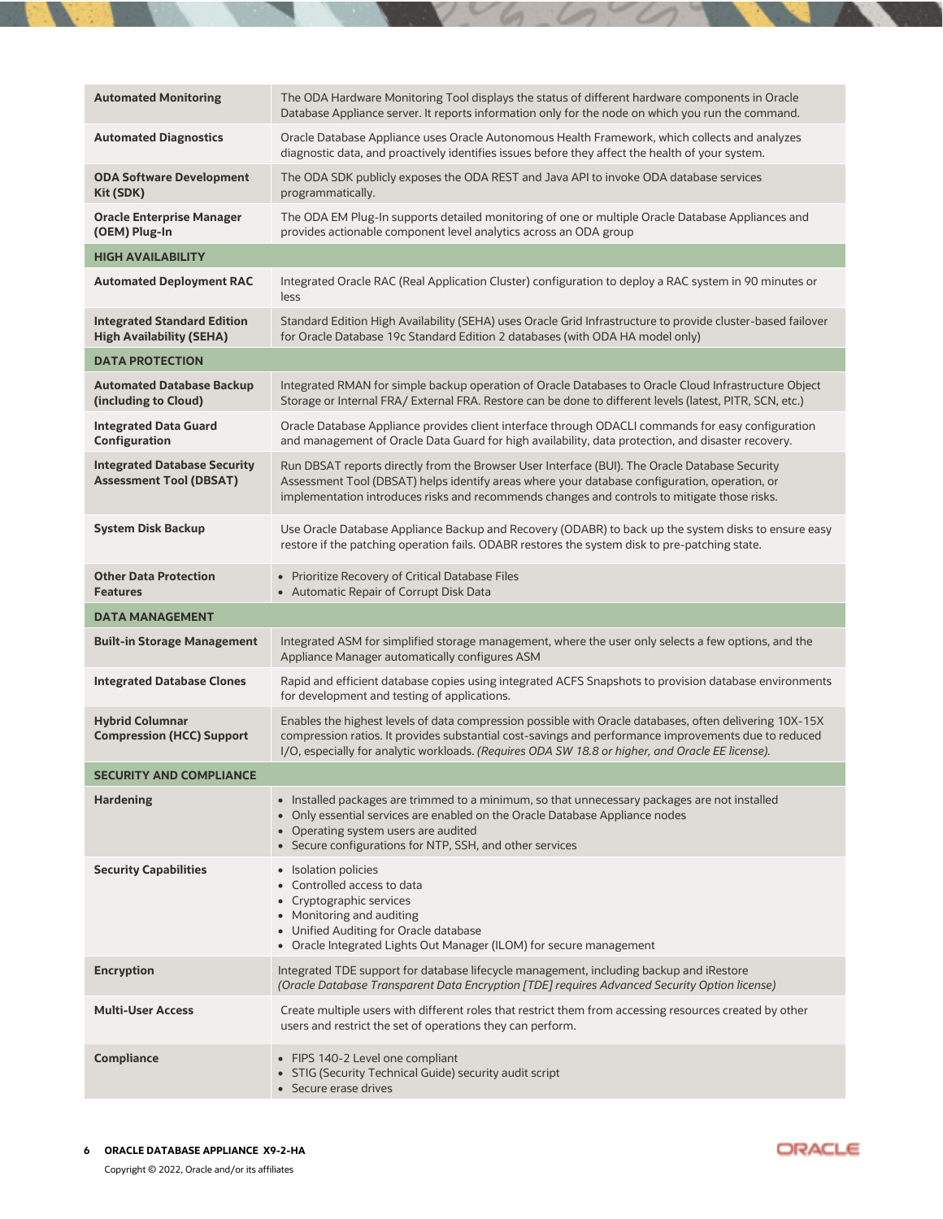| | |
|---|---|
| **Automated Monitoring** | The ODA Hardware Monitoring Tool displays the status of different hardware components in Oracle Database Appliance server. It reports information only for the node on which you run the command. |
| **Automated Diagnostics** | Oracle Database Appliance uses Oracle Autonomous Health Framework, which collects and analyzes diagnostic data, and proactively identifies issues before they affect the health of your system. |
| **ODA Software Development Kit (SDK)** | The ODA SDK publicly exposes the ODA REST and Java API to invoke ODA database services programmatically. |
| **Oracle Enterprise Manager (OEM) Plug-In** | The ODA EM Plug-In supports detailed monitoring of one or multiple Oracle Database Appliances and provides actionable component level analytics across an ODA group |
| **HIGH AVAILABILITY** | |
| **Automated Deployment RAC** | Integrated Oracle RAC (Real Application Cluster) configuration to deploy a RAC system in 90 minutes or less |
| **Integrated Standard Edition High Availability (SEHA)** | Standard Edition High Availability (SEHA) uses Oracle Grid Infrastructure to provide cluster-based failover for Oracle Database 19c Standard Edition 2 databases (with ODA HA model only) |
| **DATA PROTECTION** | |
| **Automated Database Backup (including to Cloud)** | Integrated RMAN for simple backup operation of Oracle Databases to Oracle Cloud Infrastructure Object Storage or Internal FRA/ External FRA. Restore can be done to different levels (latest, PITR, SCN, etc.) |
| **Integrated Data Guard Configuration** | Oracle Database Appliance provides client interface through ODACLI commands for easy configuration and management of Oracle Data Guard for high availability, data protection, and disaster recovery. |
| **Integrated Database Security Assessment Tool (DBSAT)** | Run DBSAT reports directly from the Browser User Interface (BUI). The Oracle Database Security Assessment Tool (DBSAT) helps identify areas where your database configuration, operation, or implementation introduces risks and recommends changes and controls to mitigate those risks. |
| **System Disk Backup** | Use Oracle Database Appliance Backup and Recovery (ODABR) to back up the system disks to ensure easy restore if the patching operation fails. ODABR restores the system disk to pre-patching state. |
| **Other Data Protection Features** | • Prioritize Recovery of Critical Database Files<br>• Automatic Repair of Corrupt Disk Data |
| **DATA MANAGEMENT** | |
| **Built-in Storage Management** | Integrated ASM for simplified storage management, where the user only selects a few options, and the Appliance Manager automatically configures ASM |
| **Integrated Database Clones** | Rapid and efficient database copies using integrated ACFS Snapshots to provision database environments for development and testing of applications. |
| **Hybrid Columnar Compression (HCC) Support** | Enables the highest levels of data compression possible with Oracle databases, often delivering 10X-15X compression ratios. It provides substantial cost-savings and performance improvements due to reduced I/O, especially for analytic workloads. *(Requires ODA SW 18.8 or higher, and Oracle EE license).* |
| **SECURITY AND COMPLIANCE** | |
| **Hardening** | • Installed packages are trimmed to a minimum, so that unnecessary packages are not installed<br>• Only essential services are enabled on the Oracle Database Appliance nodes<br>• Operating system users are audited<br>• Secure configurations for NTP, SSH, and other services |
| **Security Capabilities** | • Isolation policies<br>• Controlled access to data<br>• Cryptographic services<br>• Monitoring and auditing<br>• Unified Auditing for Oracle database<br>• Oracle Integrated Lights Out Manager (ILOM) for secure management |
| **Encryption** | Integrated TDE support for database lifecycle management, including backup and iRestore<br>*(Oracle Database Transparent Data Encryption [TDE] requires Advanced Security Option license)* |
| **Multi-User Access** | Create multiple users with different roles that restrict them from accessing resources created by other users and restrict the set of operations they can perform. |
| **Compliance** | • FIPS 140-2 Level one compliant<br>• STIG (Security Technical Guide) security audit script<br>• Secure erase drives |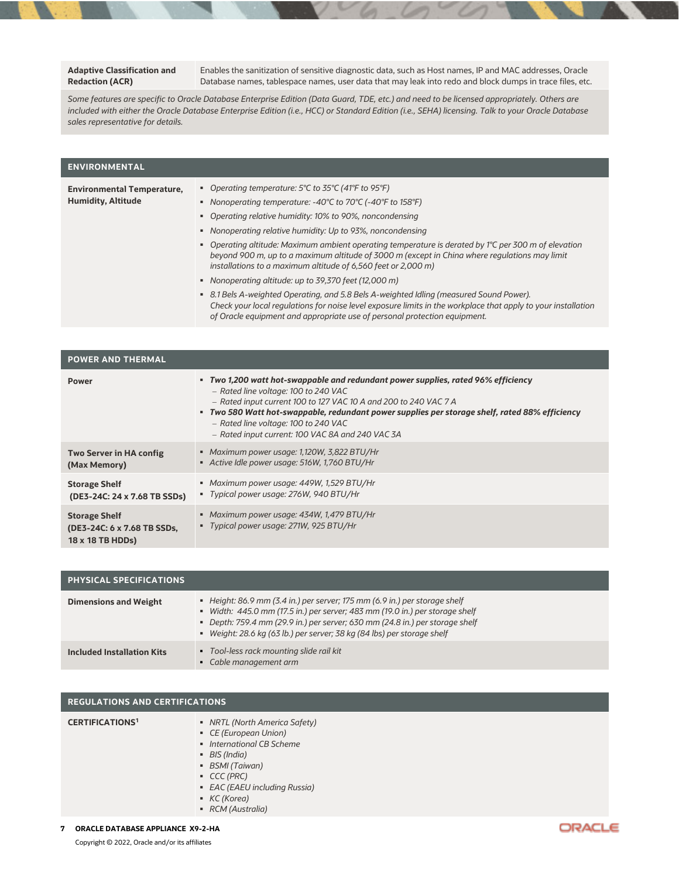| | |
|---|---|
| **Adaptive Classification and Redaction (ACR)** | Enables the sanitization of sensitive diagnostic data, such as Host names, IP and MAC addresses, Oracle Database names, tablespace names, user data that may leak into redo and block dumps in trace files, etc. |

*Some features are specific to Oracle Database Enterprise Edition (Data Guard, TDE, etc.) and need to be licensed appropriately. Others are included with either the Oracle Database Enterprise Edition (i.e., HCC) or Standard Edition (i.e., SEHA) licensing. Talk to your Oracle Database sales representative for details.*

## ENVIRONMENTAL

| | |
|---|---|
| **Environmental Temperature, Humidity, Altitude** | ▪ *Operating temperature: 5°C to 35°C (41°F to 95°F)*<br>▪ *Nonoperating temperature: -40°C to 70°C (-40°F to 158°F)*<br>▪ *Operating relative humidity: 10% to 90%, noncondensing*<br>▪ *Nonoperating relative humidity: Up to 93%, noncondensing*<br>▪ *Operating altitude: Maximum ambient operating temperature is derated by 1°C per 300 m of elevation beyond 900 m, up to a maximum altitude of 3000 m (except in China where regulations may limit installations to a maximum altitude of 6,560 feet or 2,000 m)*<br>▪ *Nonoperating altitude: up to 39,370 feet (12,000 m)*<br>▪ *8.1 Bels A-weighted Operating, and 5.8 Bels A-weighted Idling (measured Sound Power). Check your local regulations for noise level exposure limits in the workplace that apply to your installation of Oracle equipment and appropriate use of personal protection equipment.* |

## POWER AND THERMAL

| | |
|---|---|
| **Power** | ▪ ***Two 1,200 watt hot-swappable and redundant power supplies, rated 96% efficiency***<br>– *Rated line voltage: 100 to 240 VAC*<br>– *Rated input current 100 to 127 VAC 10 A and 200 to 240 VAC 7 A*<br>▪ ***Two 580 Watt hot-swappable, redundant power supplies per storage shelf, rated 88% efficiency***<br>– *Rated line voltage: 100 to 240 VAC*<br>– *Rated input current: 100 VAC 8A and 240 VAC 3A* |
| **Two Server in HA config (Max Memory)** | ▪ *Maximum power usage: 1,120W, 3,822 BTU/Hr*<br>▪ *Active Idle power usage: 516W, 1,760 BTU/Hr* |
| **Storage Shelf (DE3-24C: 24 x 7.68 TB SSDs)** | ▪ *Maximum power usage: 449W, 1,529 BTU/Hr*<br>▪ *Typical power usage: 276W, 940 BTU/Hr* |
| **Storage Shelf (DE3-24C: 6 x 7.68 TB SSDs, 18 x 18 TB HDDs)** | ▪ *Maximum power usage: 434W, 1,479 BTU/Hr*<br>▪ *Typical power usage: 271W, 925 BTU/Hr* |

## PHYSICAL SPECIFICATIONS

| | |
|---|---|
| **Dimensions and Weight** | ▪ *Height: 86.9 mm (3.4 in.) per server; 175 mm (6.9 in.) per storage shelf*<br>▪ *Width: 445.0 mm (17.5 in.) per server; 483 mm (19.0 in.) per storage shelf*<br>▪ *Depth: 759.4 mm (29.9 in.) per server; 630 mm (24.8 in.) per storage shelf*<br>▪ *Weight: 28.6 kg (63 lb.) per server; 38 kg (84 lbs) per storage shelf* |
| **Included Installation Kits** | ▪ *Tool-less rack mounting slide rail kit*<br>▪ *Cable management arm* |

## REGULATIONS AND CERTIFICATIONS

| | |
|---|---|
| **CERTIFICATIONS[1]** | ▪ *NRTL (North America Safety)*<br>▪ *CE (European Union)*<br>▪ *International CB Scheme*<br>▪ *BIS (India)*<br>▪ *BSMI (Taiwan)*<br>▪ *CCC (PRC)*<br>▪ *EAC (EAEU including Russia)*<br>▪ *KC (Korea)*<br>▪ *RCM (Australia)* |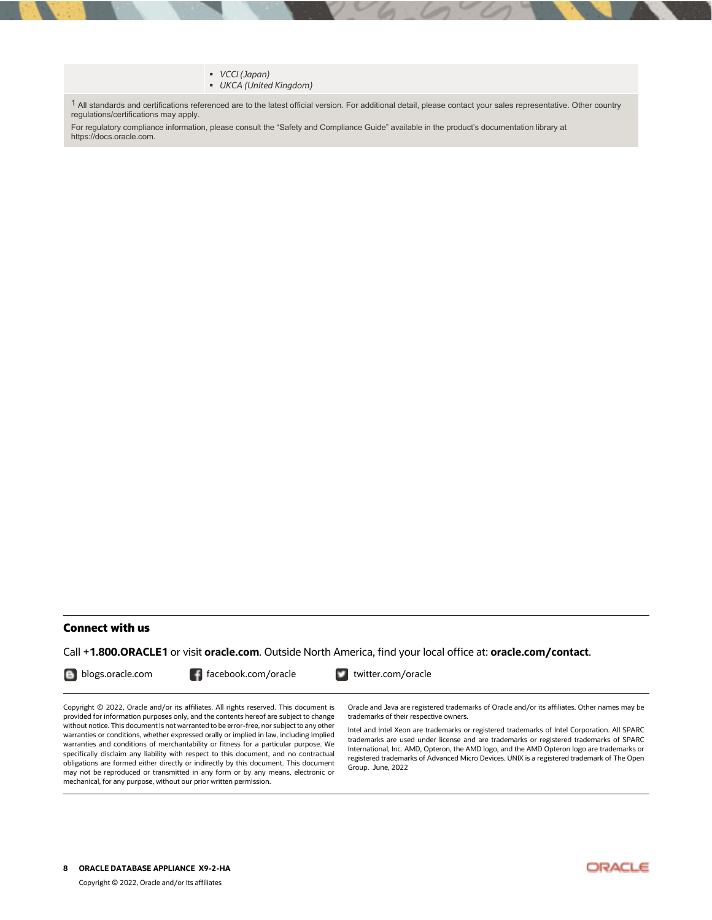| | |
|---|---|
| | ▪ *VCCI (Japan)*<br>▪ *UKCA (United Kingdom)* |

[1] All standards and certifications referenced are to the latest official version. For additional detail, please contact your sales representative. Other country regulations/certifications may apply.

For regulatory compliance information, please consult the "Safety and Compliance Guide" available in the product's documentation library at https://docs.oracle.com.

## Connect with us

Call +**1.800.ORACLE1** or visit **oracle.com**. Outside North America, find your local office at: **oracle.com/contact**.

blogs.oracle.com    facebook.com/oracle    twitter.com/oracle

Copyright © 2022, Oracle and/or its affiliates. All rights reserved. This document is provided for information purposes only, and the contents hereof are subject to change without notice. This document is not warranted to be error-free, nor subject to any other warranties or conditions, whether expressed orally or implied in law, including implied warranties and conditions of merchantability or fitness for a particular purpose. We specifically disclaim any liability with respect to this document, and no contractual obligations are formed either directly or indirectly by this document. This document may not be reproduced or transmitted in any form or by any means, electronic or mechanical, for any purpose, without our prior written permission.

Oracle and Java are registered trademarks of Oracle and/or its affiliates. Other names may be trademarks of their respective owners.

Intel and Intel Xeon are trademarks or registered trademarks of Intel Corporation. All SPARC trademarks are used under license and are trademarks or registered trademarks of SPARC International, Inc. AMD, Opteron, the AMD logo, and the AMD Opteron logo are trademarks or registered trademarks of Advanced Micro Devices. UNIX is a registered trademark of The Open Group. June, 2022